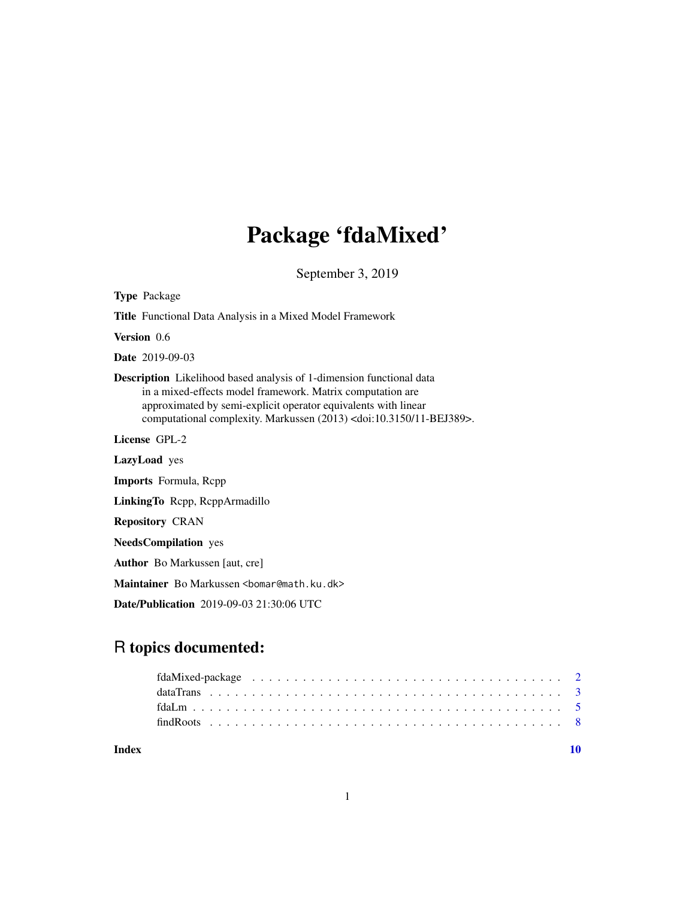# Package 'fdaMixed'

September 3, 2019

**Type** Package

**Title** Functional Data Analysis in a Mixed Model Framework

**Version** 0.6

**Date** 2019-09-03

**Description** Likelihood based analysis of 1-dimension functional data in a mixed-effects model framework. Matrix computation are approximated by semi-explicit operator equivalents with linear computational complexity. Markussen (2013) <doi:10.3150/11-BEJ389>.

**License** GPL-2

**LazyLoad** yes

**Imports** Formula, Rcpp

**LinkingTo** Rcpp, RcppArmadillo

**Repository** CRAN

**NeedsCompilation** yes

**Author** Bo Markussen [aut, cre]

**Maintainer** Bo Markussen <bomar@math.ku.dk>

**Date/Publication** 2019-09-03 21:30:06 UTC

## R topics documented:

- fdaMixed-package . . . . . . . . . . . . . . . . . . . . . . . . . . . . . . . . . . . . . 2
- dataTrans . . . . . . . . . . . . . . . . . . . . . . . . . . . . . . . . . . . . . . . . . 3
- fdaLm . . . . . . . . . . . . . . . . . . . . . . . . . . . . . . . . . . . . . . . . . . . 5
- findRoots . . . . . . . . . . . . . . . . . . . . . . . . . . . . . . . . . . . . . . . . . 8

**Index** 10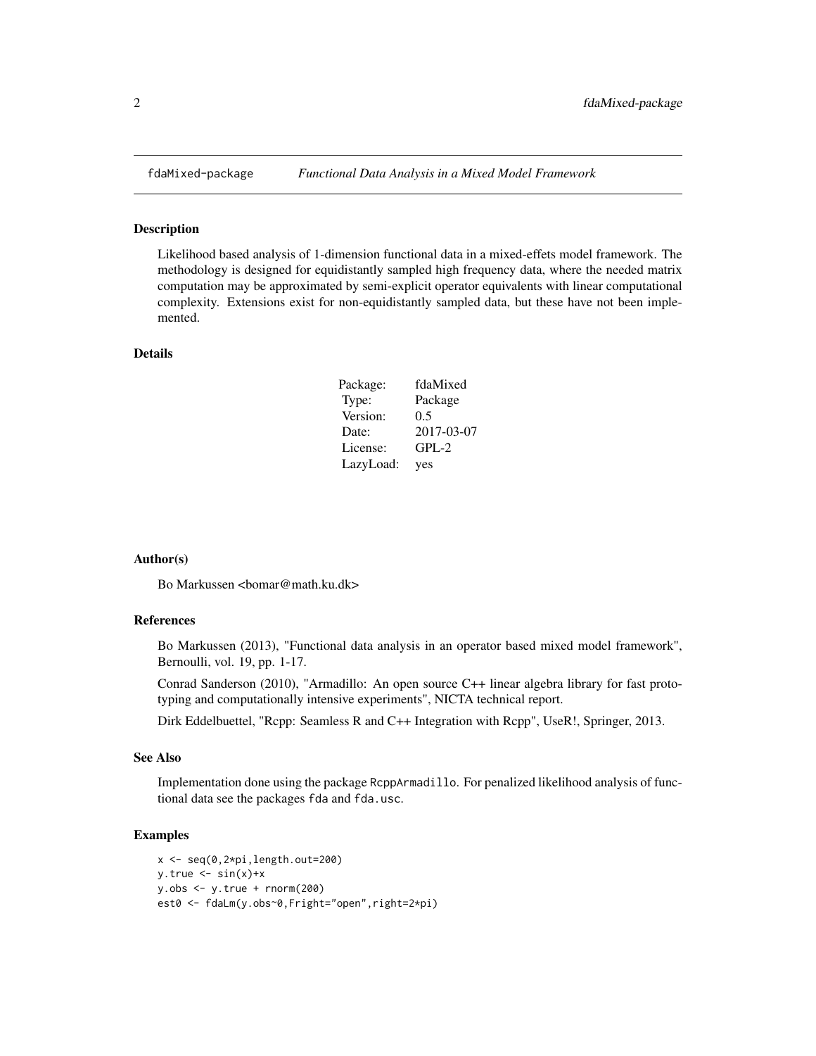# fdaMixed-package — *Functional Data Analysis in a Mixed Model Framework*

## Description

Likelihood based analysis of 1-dimension functional data in a mixed-effets model framework. The methodology is designed for equidistantly sampled high frequency data, where the needed matrix computation may be approximated by semi-explicit operator equivalents with linear computational complexity. Extensions exist for non-equidistantly sampled data, but these have not been implemented.

## Details

| | |
|---|---|
| Package: | fdaMixed |
| Type: | Package |
| Version: | 0.5 |
| Date: | 2017-03-07 |
| License: | GPL-2 |
| LazyLoad: | yes |

## Author(s)

Bo Markussen <bomar@math.ku.dk>

## References

Bo Markussen (2013), "Functional data analysis in an operator based mixed model framework", Bernoulli, vol. 19, pp. 1-17.

Conrad Sanderson (2010), "Armadillo: An open source C++ linear algebra library for fast prototyping and computationally intensive experiments", NICTA technical report.

Dirk Eddelbuettel, "Rcpp: Seamless R and C++ Integration with Rcpp", UseR!, Springer, 2013.

## See Also

Implementation done using the package `RcppArmadillo`. For penalized likelihood analysis of functional data see the packages `fda` and `fda.usc`.

## Examples

```
x <- seq(0,2*pi,length.out=200)
y.true <- sin(x)+x
y.obs <- y.true + rnorm(200)
est0 <- fdaLm(y.obs~0,Fright="open",right=2*pi)
```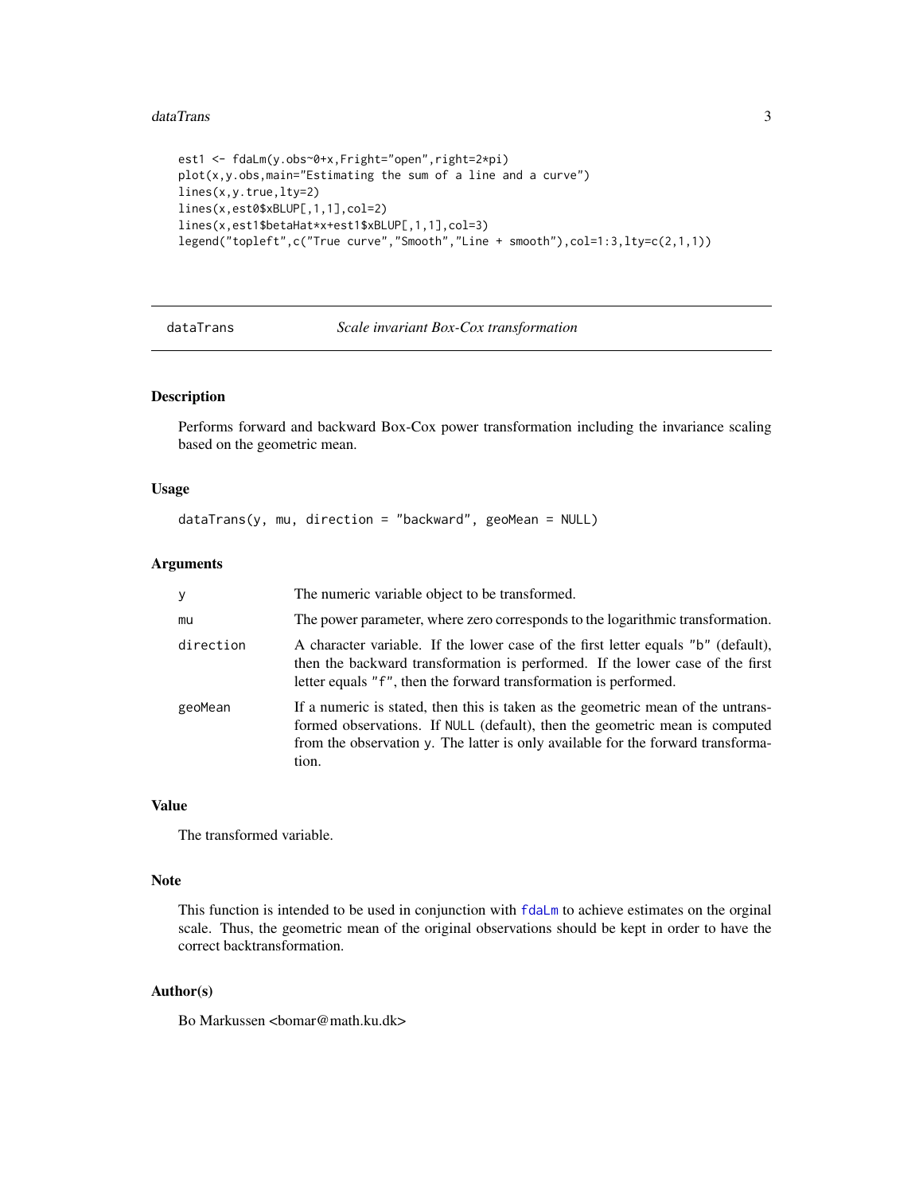```
est1 <- fdaLm(y.obs~0+x,Fright="open",right=2*pi)
plot(x,y.obs,main="Estimating the sum of a line and a curve")
lines(x,y.true,lty=2)
lines(x,est0$xBLUP[,1,1],col=2)
lines(x,est1$betaHat*x+est1$xBLUP[,1,1],col=3)
legend("topleft",c("True curve","Smooth","Line + smooth"),col=1:3,lty=c(2,1,1))
```

## dataTrans — *Scale invariant Box-Cox transformation*

### Description

Performs forward and backward Box-Cox power transformation including the invariance scaling based on the geometric mean.

### Usage

```
dataTrans(y, mu, direction = "backward", geoMean = NULL)
```

### Arguments

| | |
|---|---|
| `y` | The numeric variable object to be transformed. |
| `mu` | The power parameter, where zero corresponds to the logarithmic transformation. |
| `direction` | A character variable. If the lower case of the first letter equals "b" (default), then the backward transformation is performed. If the lower case of the first letter equals "f", then the forward transformation is performed. |
| `geoMean` | If a numeric is stated, then this is taken as the geometric mean of the untransformed observations. If `NULL` (default), then the geometric mean is computed from the observation `y`. The latter is only available for the forward transformation. |

### Value

The transformed variable.

### Note

This function is intended to be used in conjunction with `fdaLm` to achieve estimates on the orginal scale. Thus, the geometric mean of the original observations should be kept in order to have the correct backtransformation.

### Author(s)

Bo Markussen <bomar@math.ku.dk>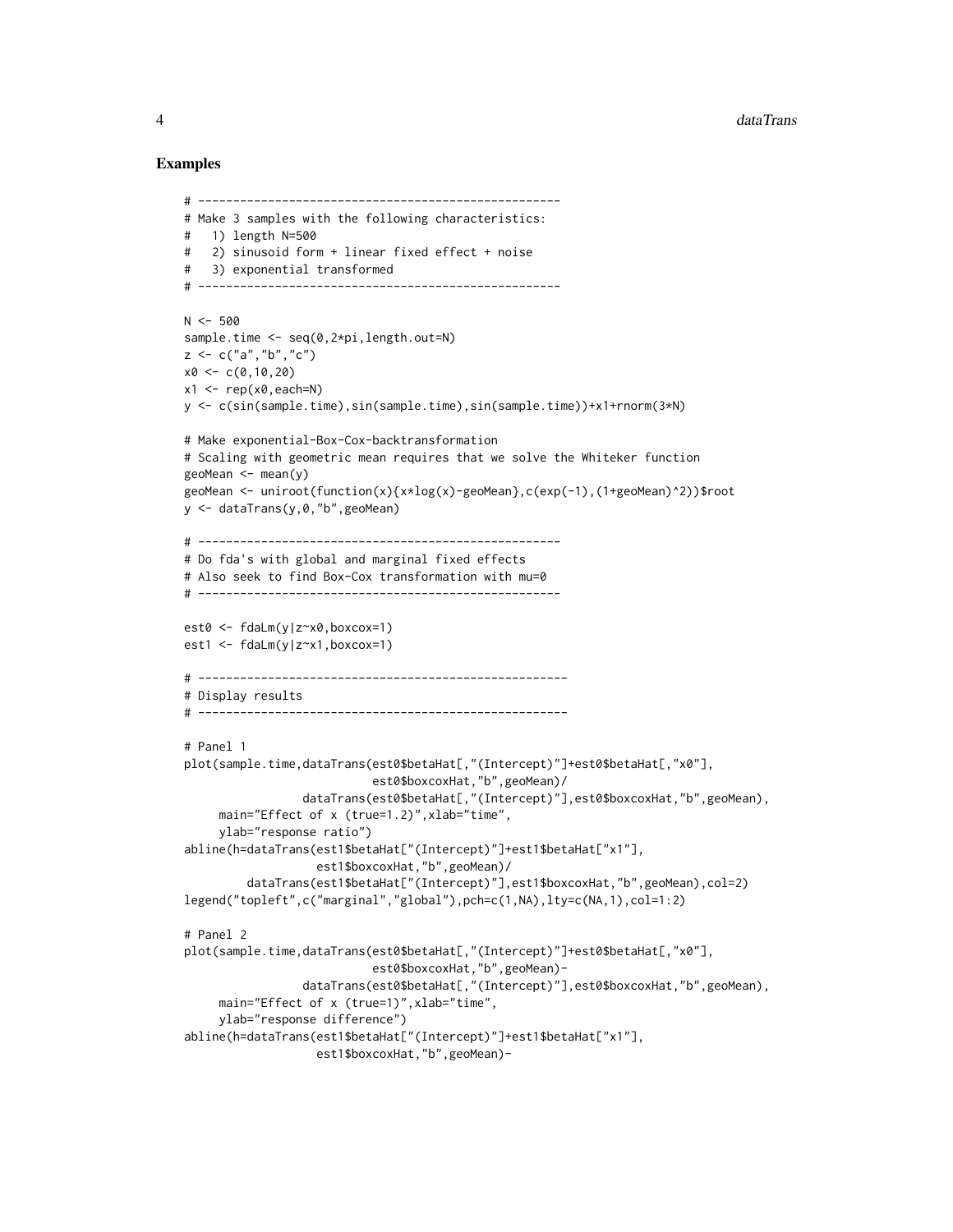## Examples

```
# ----------------------------------------------------
# Make 3 samples with the following characteristics:
#   1) length N=500
#   2) sinusoid form + linear fixed effect + noise
#   3) exponential transformed
# ----------------------------------------------------

N <- 500
sample.time <- seq(0,2*pi,length.out=N)
z <- c("a","b","c")
x0 <- c(0,10,20)
x1 <- rep(x0,each=N)
y <- c(sin(sample.time),sin(sample.time),sin(sample.time))+x1+rnorm(3*N)

# Make exponential-Box-Cox-backtransformation
# Scaling with geometric mean requires that we solve the Whiteker function
geoMean <- mean(y)
geoMean <- uniroot(function(x){x*log(x)-geoMean},c(exp(-1),(1+geoMean)^2))$root
y <- dataTrans(y,0,"b",geoMean)

# ----------------------------------------------------
# Do fda's with global and marginal fixed effects
# Also seek to find Box-Cox transformation with mu=0
# ----------------------------------------------------

est0 <- fdaLm(y|z~x0,boxcox=1)
est1 <- fdaLm(y|z~x1,boxcox=1)

# -----------------------------------------------------
# Display results
# -----------------------------------------------------

# Panel 1
plot(sample.time,dataTrans(est0$betaHat[,"(Intercept)"]+est0$betaHat[,"x0"],
                           est0$boxcoxHat,"b",geoMean)/
                 dataTrans(est0$betaHat[,"(Intercept)"],est0$boxcoxHat,"b",geoMean),
     main="Effect of x (true=1.2)",xlab="time",
     ylab="response ratio")
abline(h=dataTrans(est1$betaHat["(Intercept)"]+est1$betaHat["x1"],
                   est1$boxcoxHat,"b",geoMean)/
         dataTrans(est1$betaHat["(Intercept)"],est1$boxcoxHat,"b",geoMean),col=2)
legend("topleft",c("marginal","global"),pch=c(1,NA),lty=c(NA,1),col=1:2)

# Panel 2
plot(sample.time,dataTrans(est0$betaHat[,"(Intercept)"]+est0$betaHat[,"x0"],
                           est0$boxcoxHat,"b",geoMean)-
                 dataTrans(est0$betaHat[,"(Intercept)"],est0$boxcoxHat,"b",geoMean),
     main="Effect of x (true=1)",xlab="time",
     ylab="response difference")
abline(h=dataTrans(est1$betaHat["(Intercept)"]+est1$betaHat["x1"],
                   est1$boxcoxHat,"b",geoMean)-
```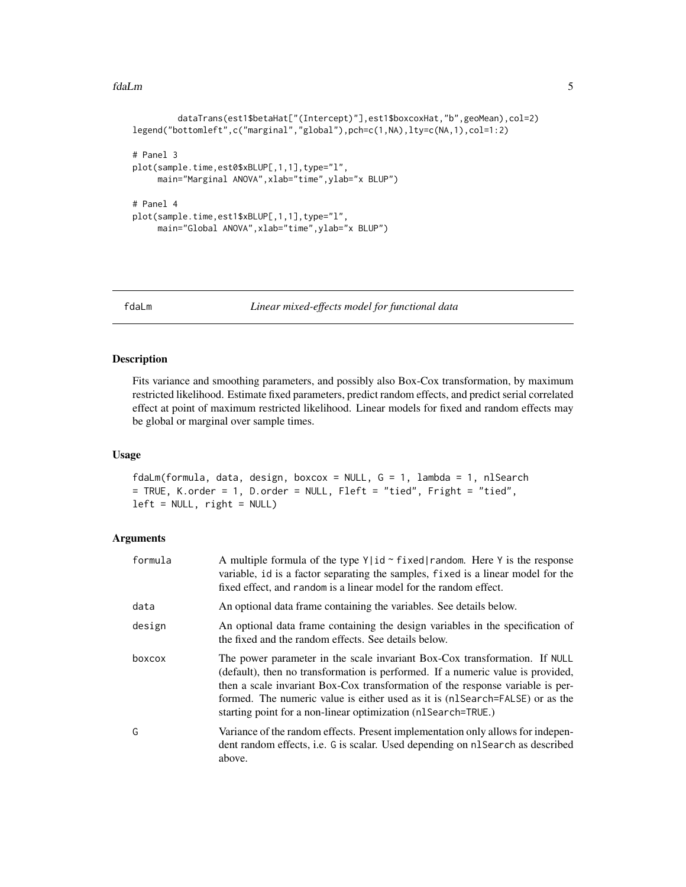```
        dataTrans(est1$betaHat["(Intercept)"],est1$boxcoxHat,"b",geoMean),col=2)
legend("bottomleft",c("marginal","global"),pch=c(1,NA),lty=c(NA,1),col=1:2)

# Panel 3
plot(sample.time,est0$xBLUP[,1,1],type="l",
     main="Marginal ANOVA",xlab="time",ylab="x BLUP")

# Panel 4
plot(sample.time,est1$xBLUP[,1,1],type="l",
     main="Global ANOVA",xlab="time",ylab="x BLUP")
```

---

## fdaLm — *Linear mixed-effects model for functional data*

### Description

Fits variance and smoothing parameters, and possibly also Box-Cox transformation, by maximum restricted likelihood. Estimate fixed parameters, predict random effects, and predict serial correlated effect at point of maximum restricted likelihood. Linear models for fixed and random effects may be global or marginal over sample times.

### Usage

```
fdaLm(formula, data, design, boxcox = NULL, G = 1, lambda = 1, nlSearch
= TRUE, K.order = 1, D.order = NULL, Fleft = "tied", Fright = "tied",
left = NULL, right = NULL)
```

### Arguments

| | |
|---|---|
| formula | A multiple formula of the type `Y|id ~ fixed|random`. Here `Y` is the response variable, `id` is a factor separating the samples, `fixed` is a linear model for the fixed effect, and `random` is a linear model for the random effect. |
| data | An optional data frame containing the variables. See details below. |
| design | An optional data frame containing the design variables in the specification of the fixed and the random effects. See details below. |
| boxcox | The power parameter in the scale invariant Box-Cox transformation. If `NULL` (default), then no transformation is performed. If a numeric value is provided, then a scale invariant Box-Cox transformation of the response variable is performed. The numeric value is either used as it is (`nlSearch=FALSE`) or as the starting point for a non-linear optimization (`nlSearch=TRUE`.) |
| G | Variance of the random effects. Present implementation only allows for independent random effects, i.e. `G` is scalar. Used depending on `nlSearch` as described above. |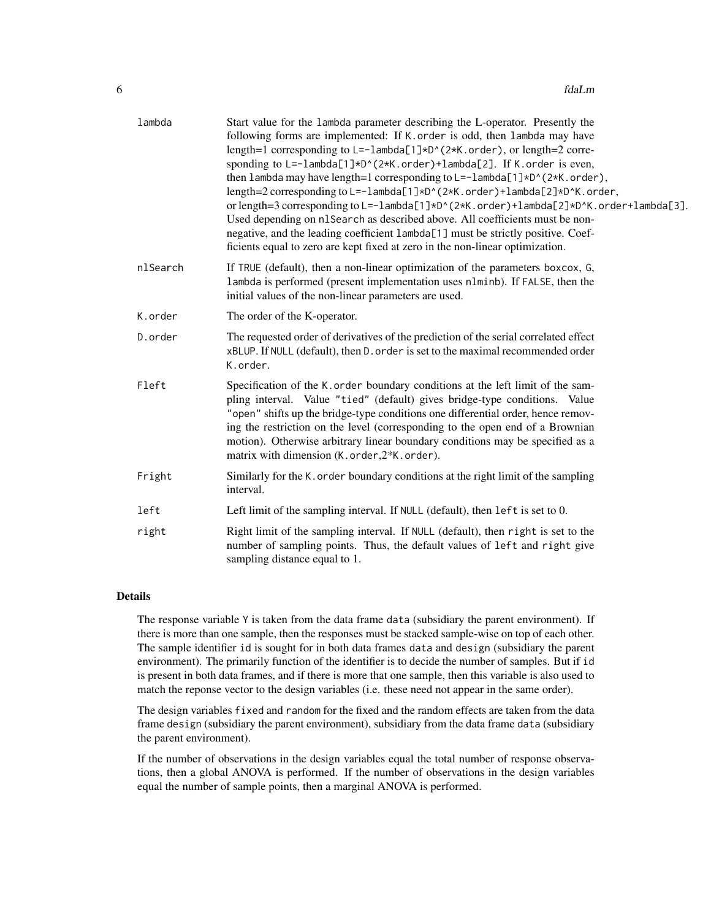| | |
|---|---|
| `lambda` | Start value for the `lambda` parameter describing the L-operator. Presently the following forms are implemented: If `K.order` is odd, then `lambda` may have length=1 corresponding to `L=-lambda[1]*D^(2*K.order)`, or length=2 corresponding to `L=-lambda[1]*D^(2*K.order)+lambda[2]`. If `K.order` is even, then `lambda` may have length=1 corresponding to `L=-lambda[1]*D^(2*K.order)`, length=2 corresponding to `L=-lambda[1]*D^(2*K.order)+lambda[2]*D^K.order`, or length=3 corresponding to `L=-lambda[1]*D^(2*K.order)+lambda[2]*D^K.order+lambda[3]`. Used depending on `nlSearch` as described above. All coefficients must be non-negative, and the leading coefficient `lambda[1]` must be strictly positive. Coefficients equal to zero are kept fixed at zero in the non-linear optimization. |
| `nlSearch` | If `TRUE` (default), then a non-linear optimization of the parameters `boxcox`, `G`, `lambda` is performed (present implementation uses `nlminb`). If `FALSE`, then the initial values of the non-linear parameters are used. |
| `K.order` | The order of the K-operator. |
| `D.order` | The requested order of derivatives of the prediction of the serial correlated effect `xBLUP`. If `NULL` (default), then `D.order` is set to the maximal recommended order `K.order`. |
| `Fleft` | Specification of the `K.order` boundary conditions at the left limit of the sampling interval. Value `"tied"` (default) gives bridge-type conditions. Value `"open"` shifts up the bridge-type conditions one differential order, hence removing the restriction on the level (corresponding to the open end of a Brownian motion). Otherwise arbitrary linear boundary conditions may be specified as a matrix with dimension (`K.order`,2*`K.order`). |
| `Fright` | Similarly for the `K.order` boundary conditions at the right limit of the sampling interval. |
| `left` | Left limit of the sampling interval. If `NULL` (default), then `left` is set to 0. |
| `right` | Right limit of the sampling interval. If `NULL` (default), then `right` is set to the number of sampling points. Thus, the default values of `left` and `right` give sampling distance equal to 1. |

## Details

The response variable `Y` is taken from the data frame `data` (subsidiary the parent environment). If there is more than one sample, then the responses must be stacked sample-wise on top of each other. The sample identifier `id` is sought for in both data frames `data` and `design` (subsidiary the parent environment). The primarily function of the identifier is to decide the number of samples. But if `id` is present in both data frames, and if there is more that one sample, then this variable is also used to match the reponse vector to the design variables (i.e. these need not appear in the same order).

The design variables `fixed` and `random` for the fixed and the random effects are taken from the data frame `design` (subsidiary the parent environment), subsidiary from the data frame `data` (subsidiary the parent environment).

If the number of observations in the design variables equal the total number of response observations, then a global ANOVA is performed. If the number of observations in the design variables equal the number of sample points, then a marginal ANOVA is performed.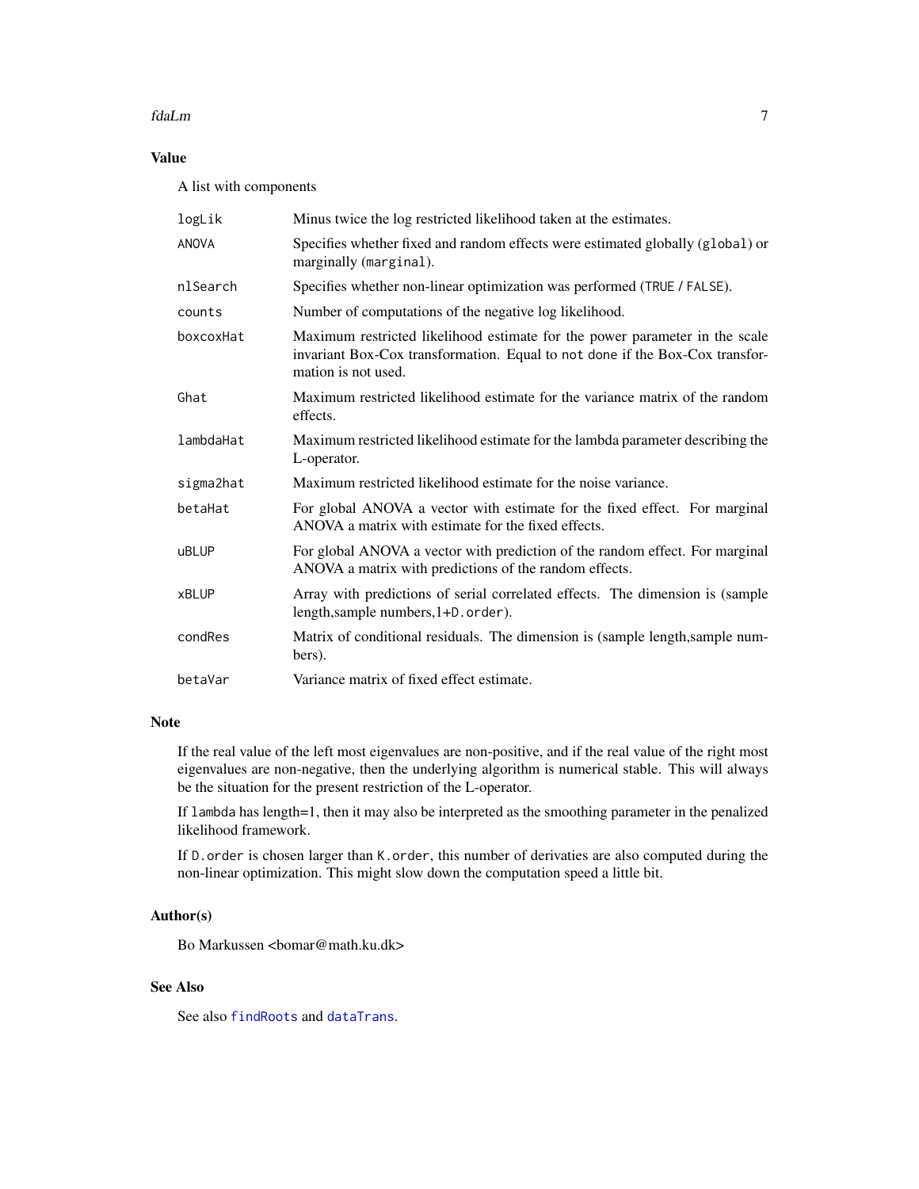### Value

A list with components

| | |
|---|---|
| `logLik` | Minus twice the log restricted likelihood taken at the estimates. |
| `ANOVA` | Specifies whether fixed and random effects were estimated globally (`global`) or marginally (`marginal`). |
| `nlSearch` | Specifies whether non-linear optimization was performed (`TRUE` / `FALSE`). |
| `counts` | Number of computations of the negative log likelihood. |
| `boxcoxHat` | Maximum restricted likelihood estimate for the power parameter in the scale invariant Box-Cox transformation. Equal to `not done` if the Box-Cox transformation is not used. |
| `Ghat` | Maximum restricted likelihood estimate for the variance matrix of the random effects. |
| `lambdaHat` | Maximum restricted likelihood estimate for the lambda parameter describing the L-operator. |
| `sigma2hat` | Maximum restricted likelihood estimate for the noise variance. |
| `betaHat` | For global ANOVA a vector with estimate for the fixed effect. For marginal ANOVA a matrix with estimate for the fixed effects. |
| `uBLUP` | For global ANOVA a vector with prediction of the random effect. For marginal ANOVA a matrix with predictions of the random effects. |
| `xBLUP` | Array with predictions of serial correlated effects. The dimension is (sample length,sample numbers,1+`D.order`). |
| `condRes` | Matrix of conditional residuals. The dimension is (sample length,sample numbers). |
| `betaVar` | Variance matrix of fixed effect estimate. |

### Note

If the real value of the left most eigenvalues are non-positive, and if the real value of the right most eigenvalues are non-negative, then the underlying algorithm is numerical stable. This will always be the situation for the present restriction of the L-operator.

If `lambda` has length=1, then it may also be interpreted as the smoothing parameter in the penalized likelihood framework.

If `D.order` is chosen larger than `K.order`, this number of derivaties are also computed during the non-linear optimization. This might slow down the computation speed a little bit.

### Author(s)

Bo Markussen <bomar@math.ku.dk>

### See Also

See also `findRoots` and `dataTrans`.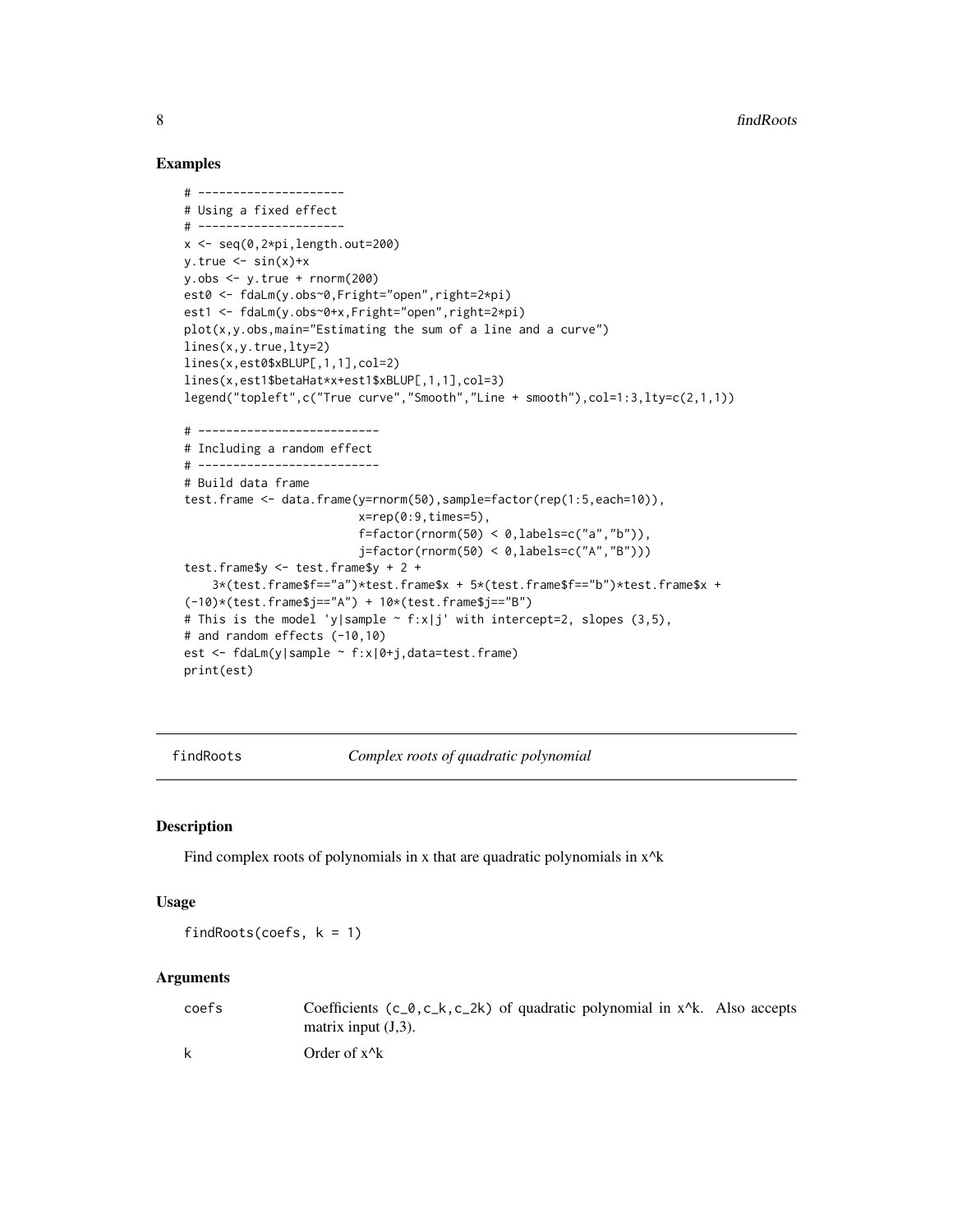## Examples

```
# ---------------------
# Using a fixed effect
# ---------------------
x <- seq(0,2*pi,length.out=200)
y.true <- sin(x)+x
y.obs <- y.true + rnorm(200)
est0 <- fdaLm(y.obs~0,Fright="open",right=2*pi)
est1 <- fdaLm(y.obs~0+x,Fright="open",right=2*pi)
plot(x,y.obs,main="Estimating the sum of a line and a curve")
lines(x,y.true,lty=2)
lines(x,est0$xBLUP[,1,1],col=2)
lines(x,est1$betaHat*x+est1$xBLUP[,1,1],col=3)
legend("topleft",c("True curve","Smooth","Line + smooth"),col=1:3,lty=c(2,1,1))

# --------------------------
# Including a random effect
# --------------------------
# Build data frame
test.frame <- data.frame(y=rnorm(50),sample=factor(rep(1:5,each=10)),
                         x=rep(0:9,times=5),
                         f=factor(rnorm(50) < 0,labels=c("a","b")),
                         j=factor(rnorm(50) < 0,labels=c("A","B")))
test.frame$y <- test.frame$y + 2 +
    3*(test.frame$f=="a")*test.frame$x + 5*(test.frame$f=="b")*test.frame$x +
(-10)*(test.frame$j=="A") + 10*(test.frame$j=="B")
# This is the model 'y|sample ~ f:x|j' with intercept=2, slopes (3,5),
# and random effects (-10,10)
est <- fdaLm(y|sample ~ f:x|0+j,data=test.frame)
print(est)
```

---

## findRoots    *Complex roots of quadratic polynomial*

### Description

Find complex roots of polynomials in x that are quadratic polynomials in x^k

### Usage

```
findRoots(coefs, k = 1)
```

### Arguments

| | |
|---|---|
| coefs | Coefficients (c_0,c_k,c_2k) of quadratic polynomial in x^k. Also accepts matrix input (J,3). |
| k | Order of x^k |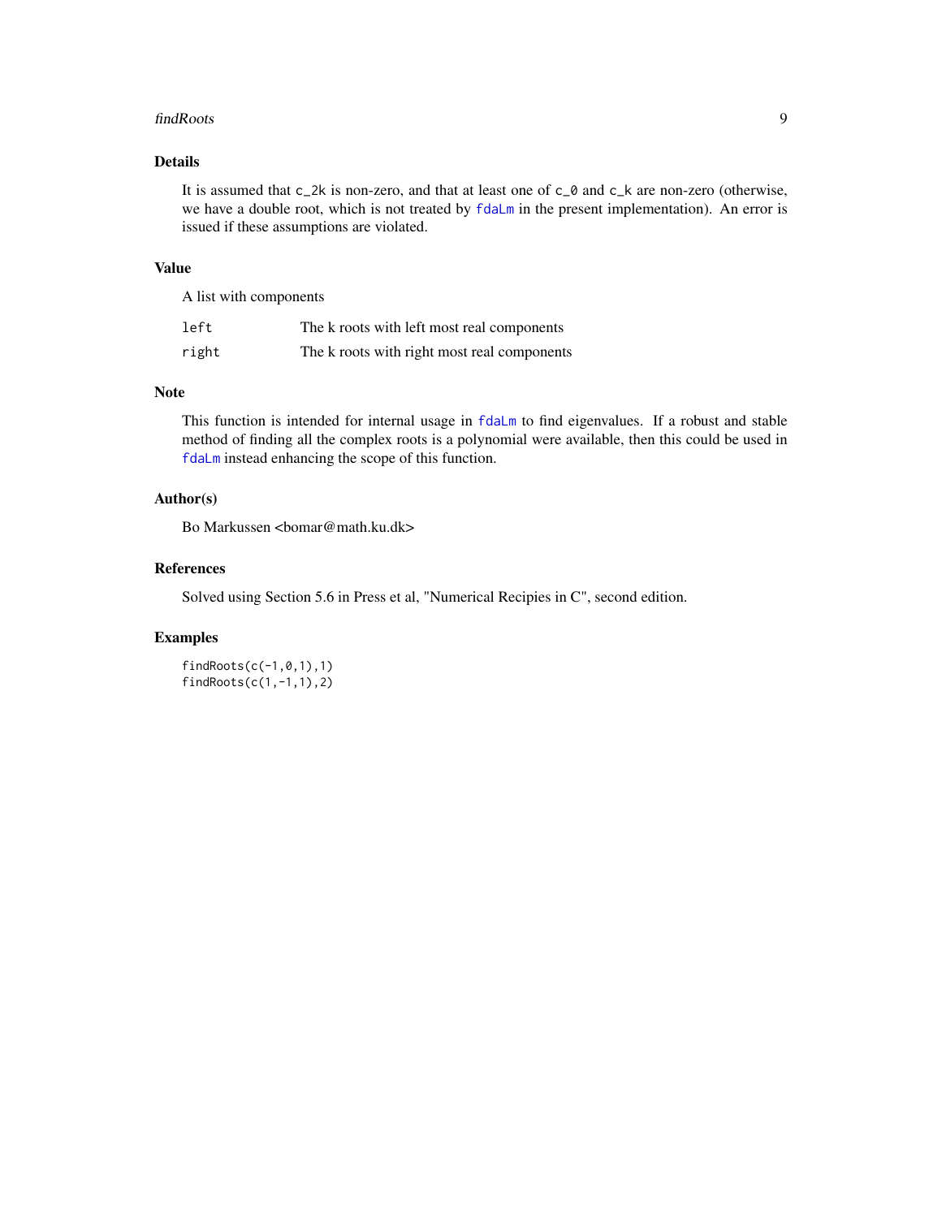## Details

It is assumed that `c_2k` is non-zero, and that at least one of `c_0` and `c_k` are non-zero (otherwise, we have a double root, which is not treated by `fdaLm` in the present implementation). An error is issued if these assumptions are violated.

## Value

A list with components

| | |
|---|---|
| `left` | The k roots with left most real components |
| `right` | The k roots with right most real components |

## Note

This function is intended for internal usage in `fdaLm` to find eigenvalues. If a robust and stable method of finding all the complex roots is a polynomial were available, then this could be used in `fdaLm` instead enhancing the scope of this function.

## Author(s)

Bo Markussen <bomar@math.ku.dk>

## References

Solved using Section 5.6 in Press et al, "Numerical Recipies in C", second edition.

## Examples

```
findRoots(c(-1,0,1),1)
findRoots(c(1,-1,1),2)
```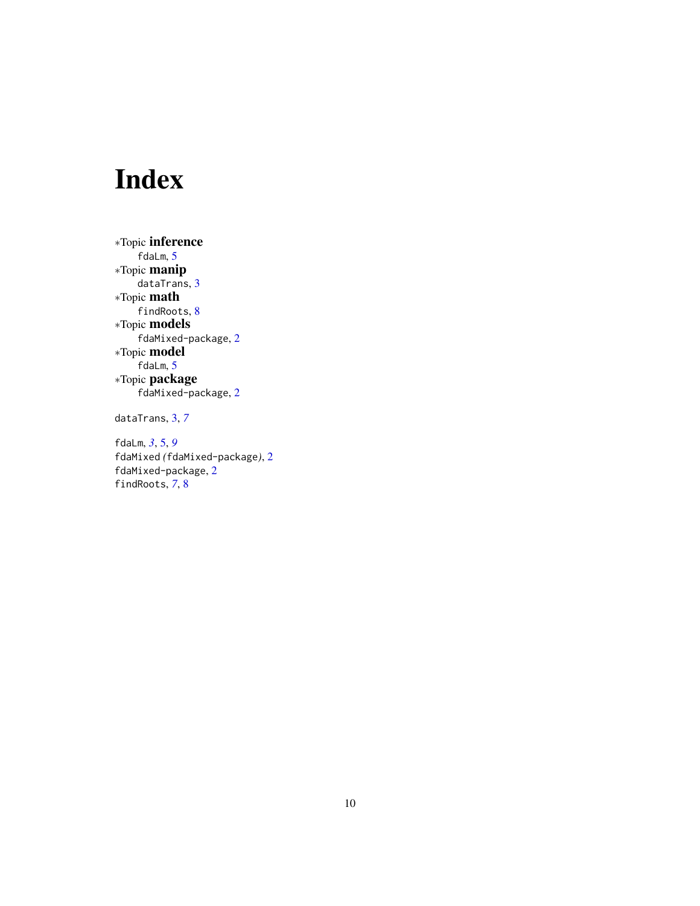# Index

*Topic **inference**
  fdaLm, 5
*Topic **manip**
  dataTrans, 3
*Topic **math**
  findRoots, 8
*Topic **models**
  fdaMixed-package, 2
*Topic **model**
  fdaLm, 5
*Topic **package**
  fdaMixed-package, 2

dataTrans, 3, *7*

fdaLm, *3*, 5, *9*
fdaMixed *(*fdaMixed-package*)*, 2
fdaMixed-package, 2
findRoots, *7*, 8